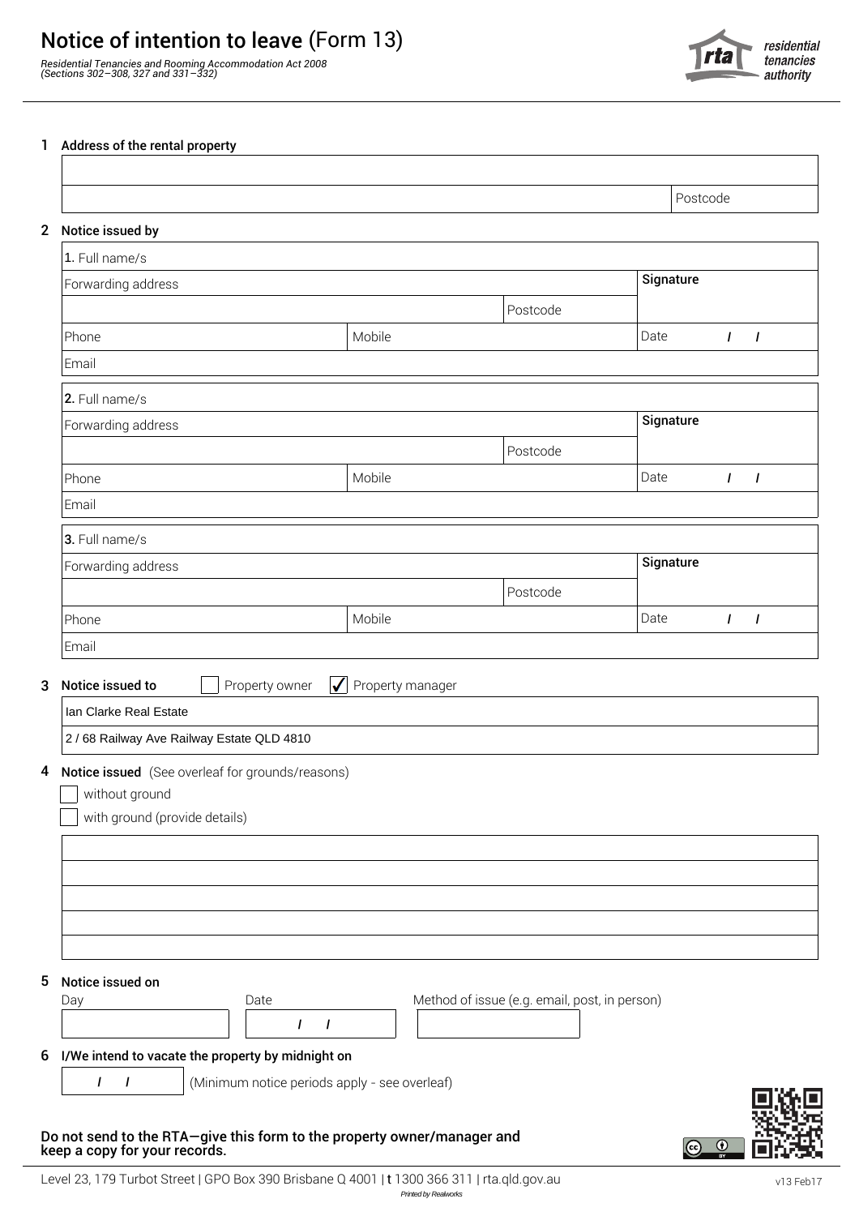# Notice of intention to leave (Form 13)

*Residential Tenancies and Rooming Accommodation Act 2008*
*(Sections 302–308, 327 and 331–332)*

residential tenancies authority

## 1 Address of the rental property

| | |
|---|---|
| | |
| | Postcode |

## 2 Notice issued by

| | | | |
|---|---|---|---|
| 1. Full name/s | | | |
| Forwarding address | | | Signature |
| | | Postcode | |
| Phone | Mobile | | Date / / |
| Email | | | |

| | | | |
|---|---|---|---|
| 2. Full name/s | | | |
| Forwarding address | | | Signature |
| | | Postcode | |
| Phone | Mobile | | Date / / |
| Email | | | |

| | | | |
|---|---|---|---|
| 3. Full name/s | | | |
| Forwarding address | | | Signature |
| | | Postcode | |
| Phone | Mobile | | Date / / |
| Email | | | |

## 3 Notice issued to

☐ Property owner ☑ Property manager

Ian Clarke Real Estate

2 / 68 Railway Ave Railway Estate QLD 4810

## 4 Notice issued (See overleaf for grounds/reasons)

☐ without ground

☐ with ground (provide details)

## 5 Notice issued on

| Day | Date | Method of issue (e.g. email, post, in person) |
|---|---|---|
| | / / | |

## 6 I/We intend to vacate the property by midnight on

/ / (Minimum notice periods apply - see overleaf)

**Do not send to the RTA—give this form to the property owner/manager and keep a copy for your records.**

Level 23, 179 Turbot Street | GPO Box 390 Brisbane Q 4001 | t 1300 366 311 | rta.qld.gov.au

v13 Feb17

*Printed by Realworks*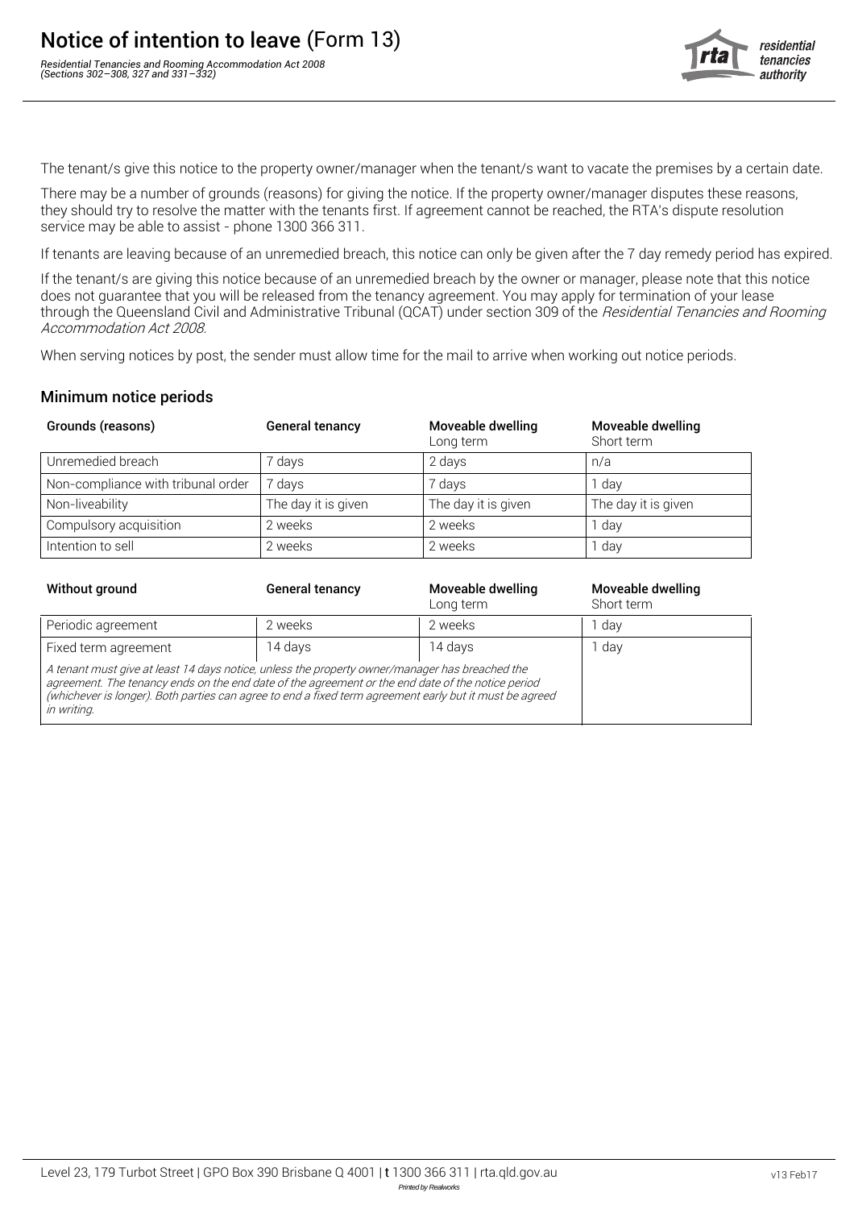# Notice of intention to leave (Form 13)

*Residential Tenancies and Rooming Accommodation Act 2008 (Sections 302–308, 327 and 331–332)*

The tenant/s give this notice to the property owner/manager when the tenant/s want to vacate the premises by a certain date.

There may be a number of grounds (reasons) for giving the notice. If the property owner/manager disputes these reasons, they should try to resolve the matter with the tenants first. If agreement cannot be reached, the RTA's dispute resolution service may be able to assist - phone 1300 366 311.

If tenants are leaving because of an unremedied breach, this notice can only be given after the 7 day remedy period has expired.

If the tenant/s are giving this notice because of an unremedied breach by the owner or manager, please note that this notice does not guarantee that you will be released from the tenancy agreement. You may apply for termination of your lease through the Queensland Civil and Administrative Tribunal (QCAT) under section 309 of the *Residential Tenancies and Rooming Accommodation Act 2008*.

When serving notices by post, the sender must allow time for the mail to arrive when working out notice periods.

## Minimum notice periods

| Grounds (reasons) | General tenancy | Moveable dwelling Long term | Moveable dwelling Short term |
|---|---|---|---|
| Unremedied breach | 7 days | 2 days | n/a |
| Non-compliance with tribunal order | 7 days | 7 days | 1 day |
| Non-liveability | The day it is given | The day it is given | The day it is given |
| Compulsory acquisition | 2 weeks | 2 weeks | 1 day |
| Intention to sell | 2 weeks | 2 weeks | 1 day |

| Without ground | General tenancy | Moveable dwelling Long term | Moveable dwelling Short term |
|---|---|---|---|
| Periodic agreement | 2 weeks | 2 weeks | 1 day |
| Fixed term agreement | 14 days | 14 days | 1 day |
| *A tenant must give at least 14 days notice, unless the property owner/manager has breached the agreement. The tenancy ends on the end date of the agreement or the end date of the notice period (whichever is longer). Both parties can agree to end a fixed term agreement early but it must be agreed in writing.* | | | |

Level 23, 179 Turbot Street | GPO Box 390 Brisbane Q 4001 | **t** 1300 366 311 | rta.qld.gov.au

v13 Feb17